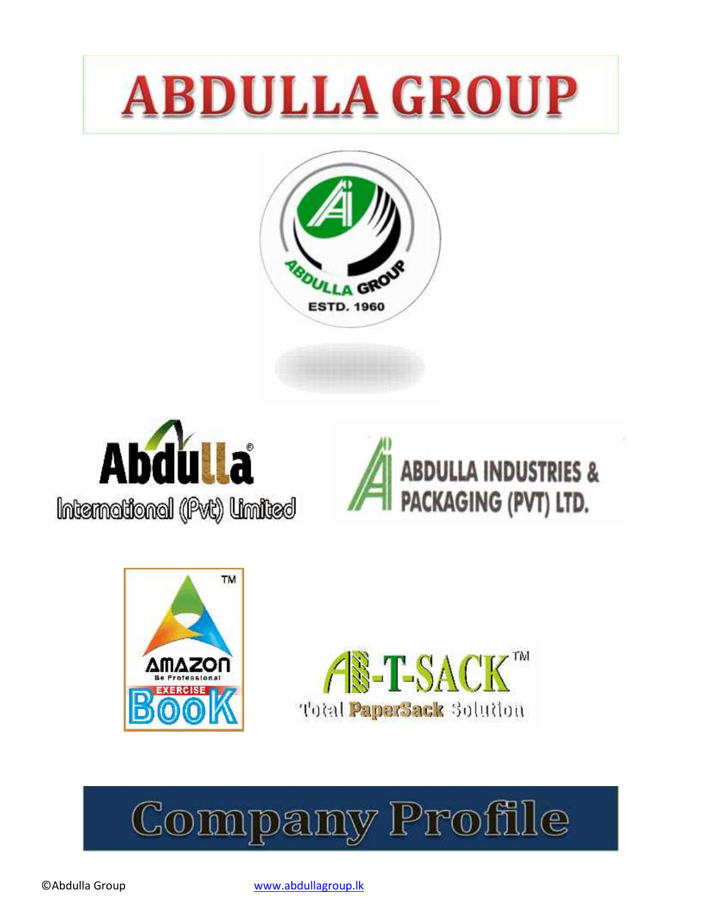# ABDULLA GROUP

ABDULLA GROUP
ESTD. 1960

Abdulla®
International (Pvt) Limited

ABDULLA INDUSTRIES & PACKAGING (PVT) LTD.

AMAZON™
Be Professional
EXERCISE
BOOK

AB-T-SACK™
Total PaperSack Solution

# Company Profile

©Abdulla Group www.abdullagroup.lk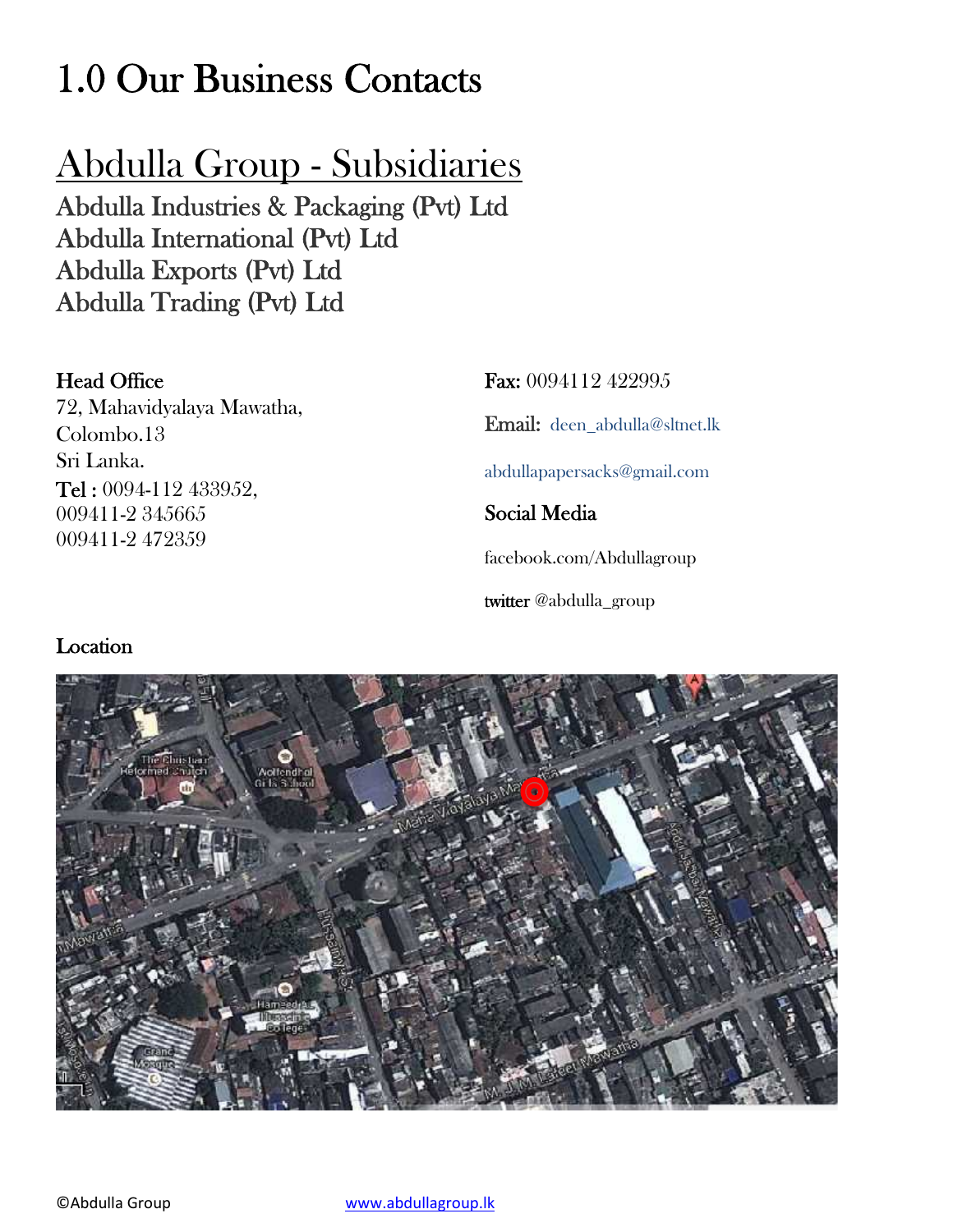# 1.0 Our Business Contacts

## Abdulla Group - Subsidiaries

### Abdulla Industries & Packaging (Pvt) Ltd
### Abdulla International (Pvt) Ltd
### Abdulla Exports (Pvt) Ltd
### Abdulla Trading (Pvt) Ltd

**Head Office**
72, Mahavidyalaya Mawatha,
Colombo.13
Sri Lanka.
**Tel :** 0094-112 433952,
009411-2 345665
009411-2 472359

**Fax:** 0094112 422995

**Email:** deen_abdulla@sltnet.lk

abdullapapersacks@gmail.com

**Social Media**

facebook.com/Abdullagroup

twitter @abdulla_group

**Location**

©Abdulla Group www.abdullagroup.lk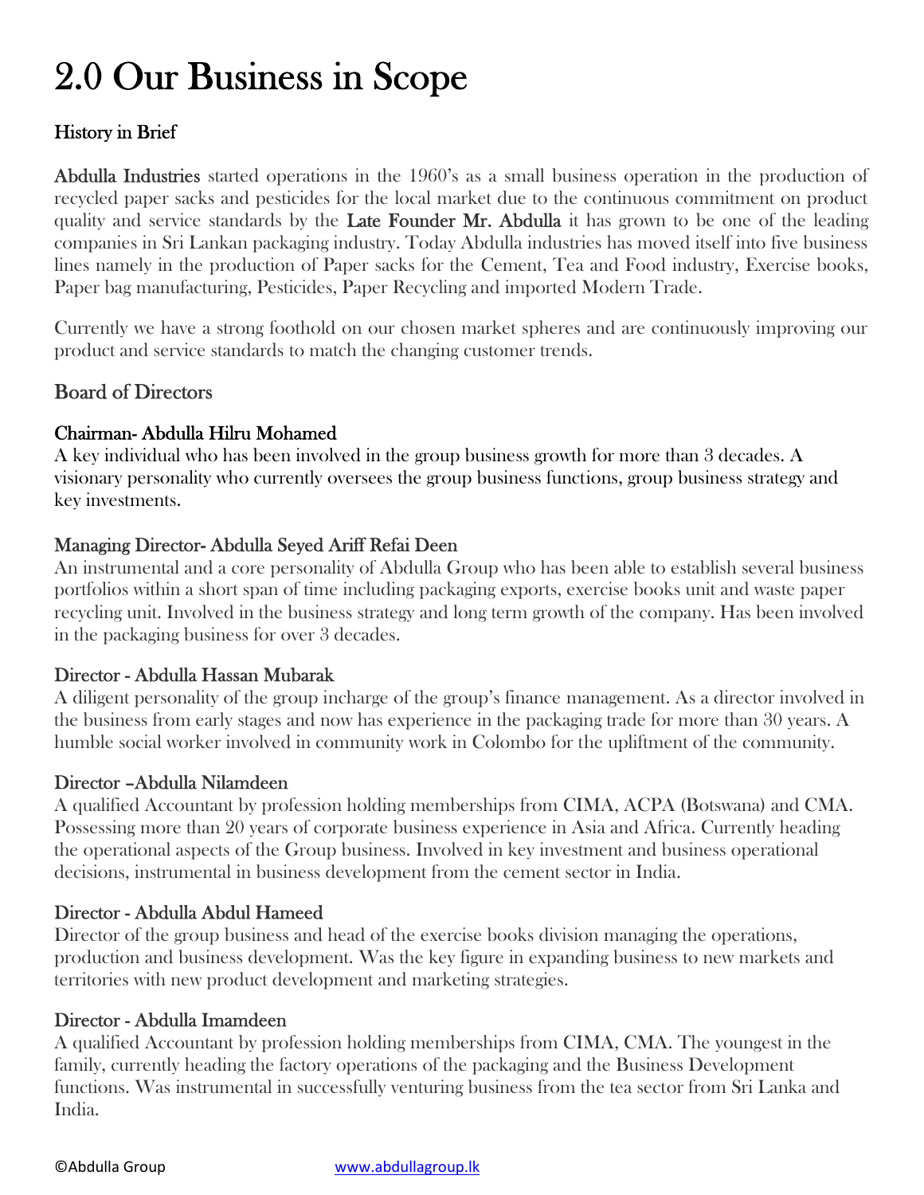# 2.0 Our Business in Scope

## History in Brief

**Abdulla Industries** started operations in the 1960's as a small business operation in the production of recycled paper sacks and pesticides for the local market due to the continuous commitment on product quality and service standards by the **Late Founder Mr. Abdulla** it has grown to be one of the leading companies in Sri Lankan packaging industry. Today Abdulla industries has moved itself into five business lines namely in the production of Paper sacks for the Cement, Tea and Food industry, Exercise books, Paper bag manufacturing, Pesticides, Paper Recycling and imported Modern Trade.

Currently we have a strong foothold on our chosen market spheres and are continuously improving our product and service standards to match the changing customer trends.

## Board of Directors

### Chairman- Abdulla Hilru Mohamed

A key individual who has been involved in the group business growth for more than 3 decades. A visionary personality who currently oversees the group business functions, group business strategy and key investments.

### Managing Director- Abdulla Seyed Ariff Refai Deen

An instrumental and a core personality of Abdulla Group who has been able to establish several business portfolios within a short span of time including packaging exports, exercise books unit and waste paper recycling unit. Involved in the business strategy and long term growth of the company. Has been involved in the packaging business for over 3 decades.

### Director - Abdulla Hassan Mubarak

A diligent personality of the group incharge of the group's finance management. As a director involved in the business from early stages and now has experience in the packaging trade for more than 30 years. A humble social worker involved in community work in Colombo for the upliftment of the community.

### Director –Abdulla Nilamdeen

A qualified Accountant by profession holding memberships from CIMA, ACPA (Botswana) and CMA. Possessing more than 20 years of corporate business experience in Asia and Africa. Currently heading the operational aspects of the Group business. Involved in key investment and business operational decisions, instrumental in business development from the cement sector in India.

### Director - Abdulla Abdul Hameed

Director of the group business and head of the exercise books division managing the operations, production and business development. Was the key figure in expanding business to new markets and territories with new product development and marketing strategies.

### Director - Abdulla Imamdeen

A qualified Accountant by profession holding memberships from CIMA, CMA. The youngest in the family, currently heading the factory operations of the packaging and the Business Development functions. Was instrumental in successfully venturing business from the tea sector from Sri Lanka and India.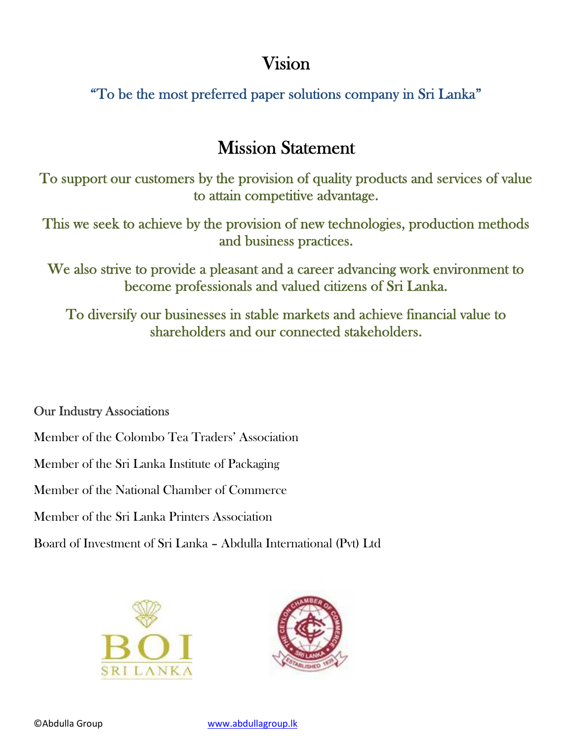# Vision

"To be the most preferred paper solutions company in Sri Lanka"

# Mission Statement

To support our customers by the provision of quality products and services of value to attain competitive advantage.

This we seek to achieve by the provision of new technologies, production methods and business practices.

We also strive to provide a pleasant and a career advancing work environment to become professionals and valued citizens of Sri Lanka.

To diversify our businesses in stable markets and achieve financial value to shareholders and our connected stakeholders.

Our Industry Associations

Member of the Colombo Tea Traders' Association

Member of the Sri Lanka Institute of Packaging

Member of the National Chamber of Commerce

Member of the Sri Lanka Printers Association

Board of Investment of Sri Lanka – Abdulla International (Pvt) Ltd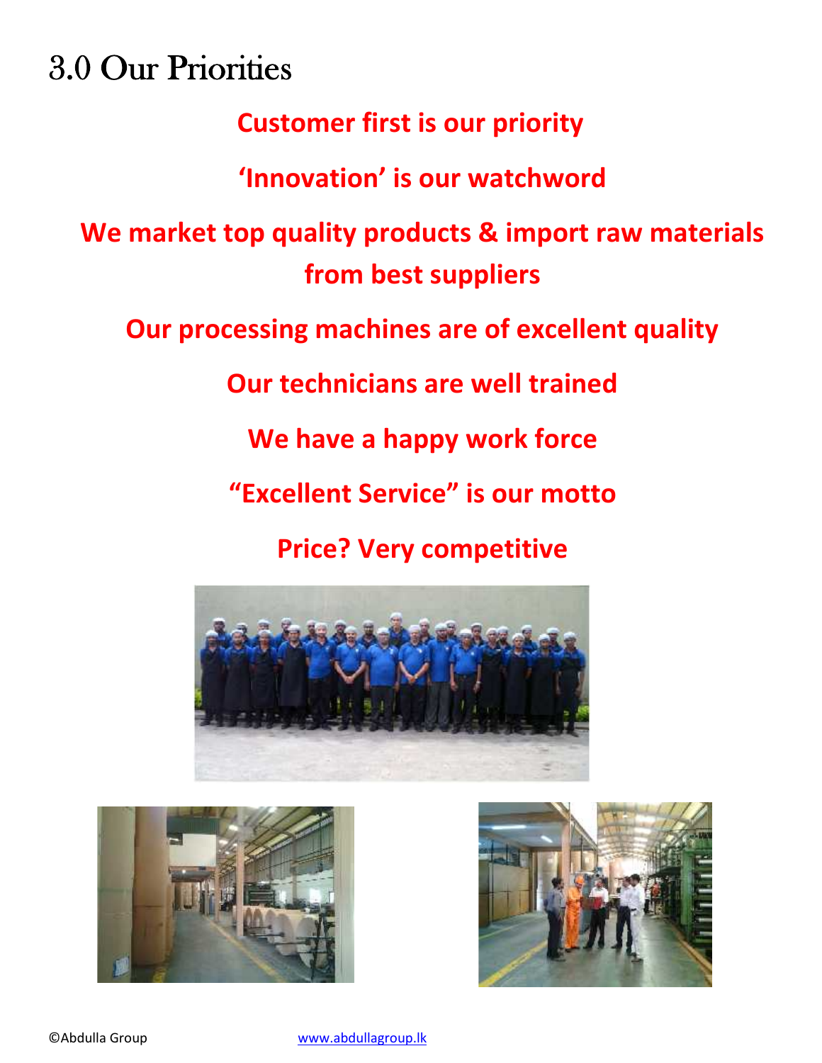# 3.0 Our Priorities

**Customer first is our priority**

**‘Innovation’ is our watchword**

**We market top quality products & import raw materials from best suppliers**

**Our processing machines are of excellent quality**

**Our technicians are well trained**

**We have a happy work force**

**“Excellent Service” is our motto**

**Price? Very competitive**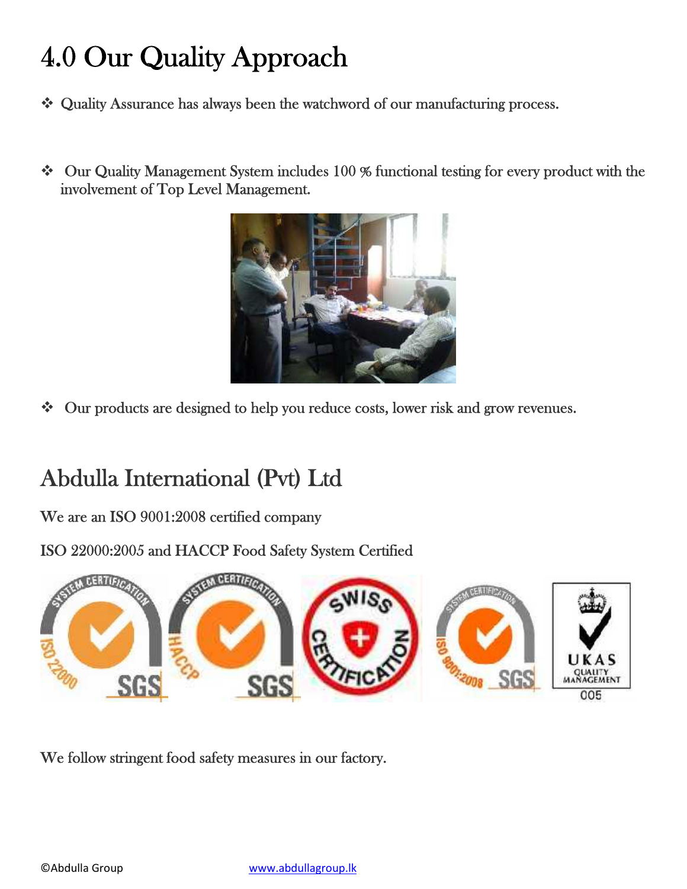# 4.0 Our Quality Approach

- Quality Assurance has always been the watchword of our manufacturing process.

- Our Quality Management System includes 100 % functional testing for every product with the involvement of Top Level Management.

- Our products are designed to help you reduce costs, lower risk and grow revenues.

## Abdulla International (Pvt) Ltd

We are an ISO 9001:2008 certified company

ISO 22000:2005 and HACCP Food Safety System Certified

We follow stringent food safety measures in our factory.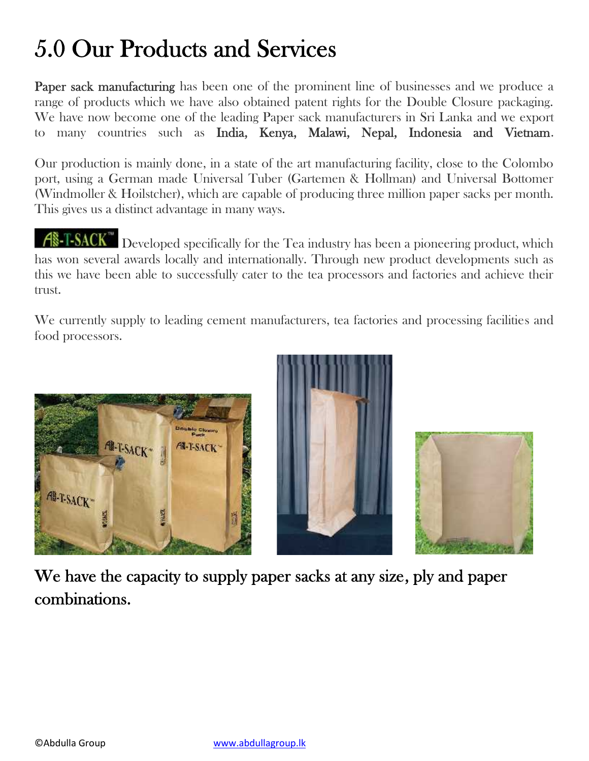# 5.0 Our Products and Services

**Paper sack manufacturing** has been one of the prominent line of businesses and we produce a range of products which we have also obtained patent rights for the Double Closure packaging. We have now become one of the leading Paper sack manufacturers in Sri Lanka and we export to many countries such as **India, Kenya, Malawi, Nepal, Indonesia and Vietnam**.

Our production is mainly done, in a state of the art manufacturing facility, close to the Colombo port, using a German made Universal Tuber (Gartemen & Hollman) and Universal Bottomer (Windmoller & Hoilstcher), which are capable of producing three million paper sacks per month. This gives us a distinct advantage in many ways.

A-T-SACK™ Developed specifically for the Tea industry has been a pioneering product, which has won several awards locally and internationally. Through new product developments such as this we have been able to successfully cater to the tea processors and factories and achieve their trust.

We currently supply to leading cement manufacturers, tea factories and processing facilities and food processors.

**We have the capacity to supply paper sacks at any size, ply and paper combinations.**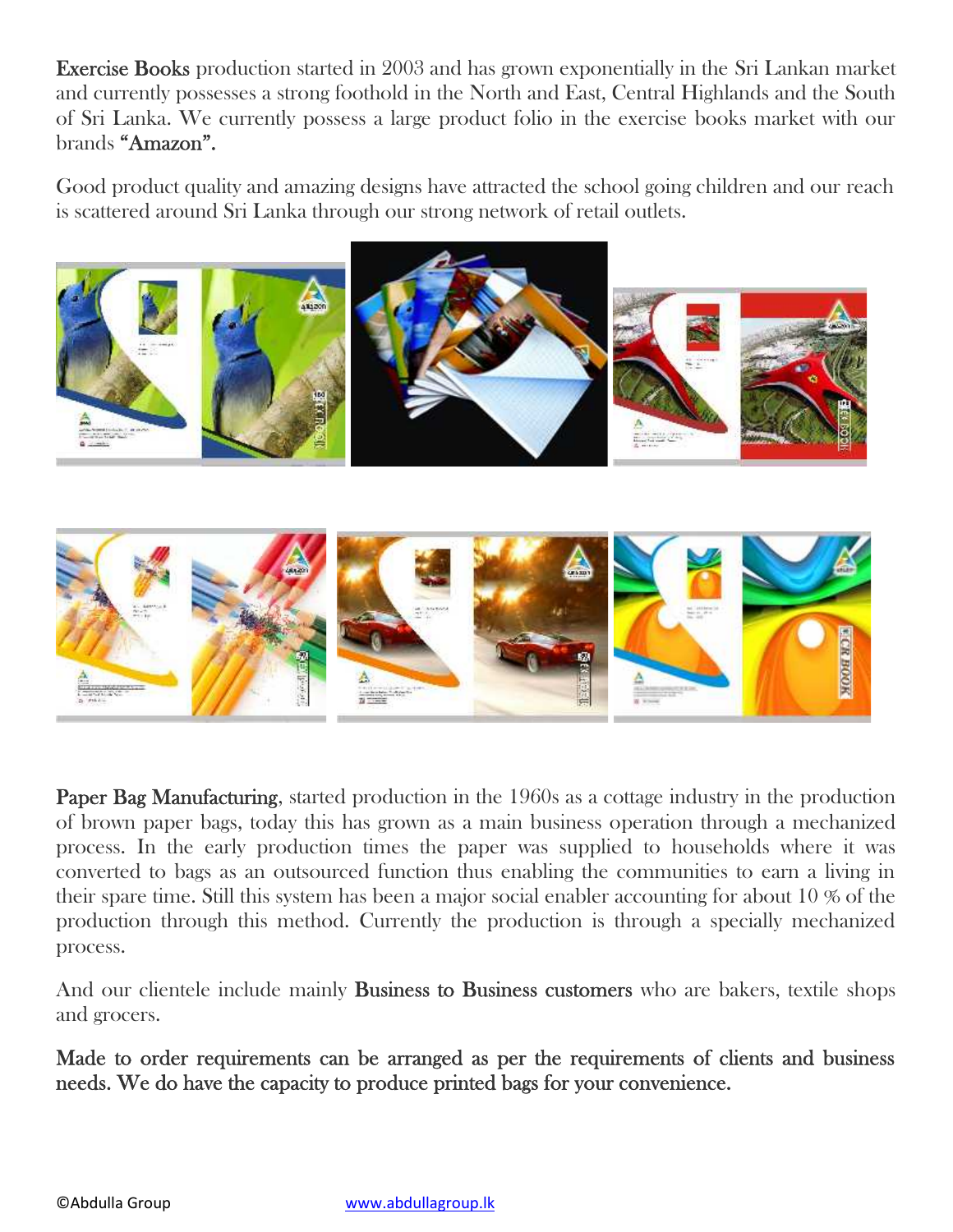**Exercise Books** production started in 2003 and has grown exponentially in the Sri Lankan market and currently possesses a strong foothold in the North and East, Central Highlands and the South of Sri Lanka. We currently possess a large product folio in the exercise books market with our brands **"Amazon".**

Good product quality and amazing designs have attracted the school going children and our reach is scattered around Sri Lanka through our strong network of retail outlets.

**Paper Bag Manufacturing**, started production in the 1960s as a cottage industry in the production of brown paper bags, today this has grown as a main business operation through a mechanized process. In the early production times the paper was supplied to households where it was converted to bags as an outsourced function thus enabling the communities to earn a living in their spare time. Still this system has been a major social enabler accounting for about 10 % of the production through this method. Currently the production is through a specially mechanized process.

And our clientele include mainly **Business to Business customers** who are bakers, textile shops and grocers.

**Made to order requirements can be arranged as per the requirements of clients and business needs. We do have the capacity to produce printed bags for your convenience.**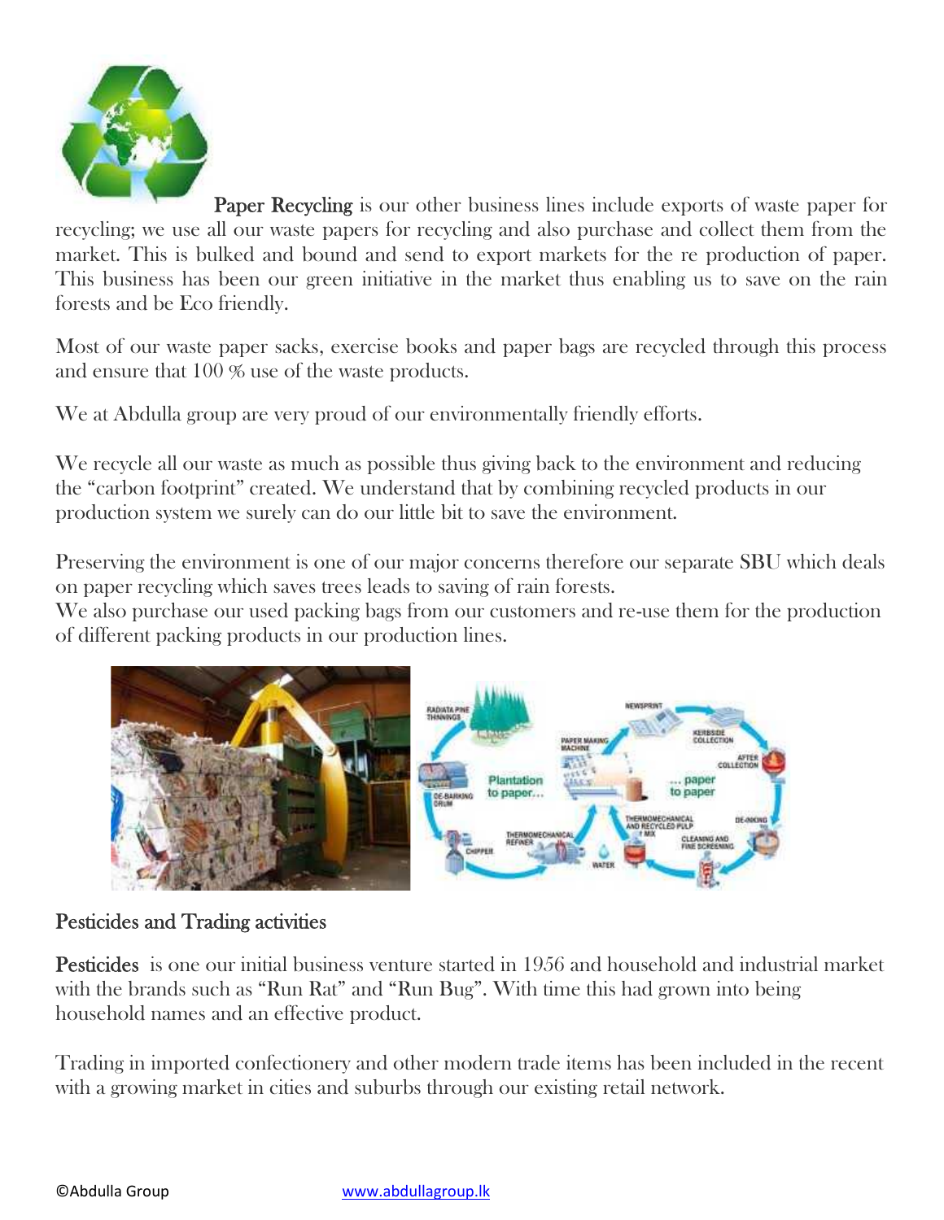**Paper Recycling** is our other business lines include exports of waste paper for recycling; we use all our waste papers for recycling and also purchase and collect them from the market. This is bulked and bound and send to export markets for the re production of paper. This business has been our green initiative in the market thus enabling us to save on the rain forests and be Eco friendly.

Most of our waste paper sacks, exercise books and paper bags are recycled through this process and ensure that 100 % use of the waste products.

We at Abdulla group are very proud of our environmentally friendly efforts.

We recycle all our waste as much as possible thus giving back to the environment and reducing the "carbon footprint" created. We understand that by combining recycled products in our production system we surely can do our little bit to save the environment.

Preserving the environment is one of our major concerns therefore our separate SBU which deals on paper recycling which saves trees leads to saving of rain forests.
We also purchase our used packing bags from our customers and re-use them for the production of different packing products in our production lines.

## Pesticides and Trading activities

**Pesticides** is one our initial business venture started in 1956 and household and industrial market with the brands such as "Run Rat" and "Run Bug". With time this had grown into being household names and an effective product.

Trading in imported confectionery and other modern trade items has been included in the recent with a growing market in cities and suburbs through our existing retail network.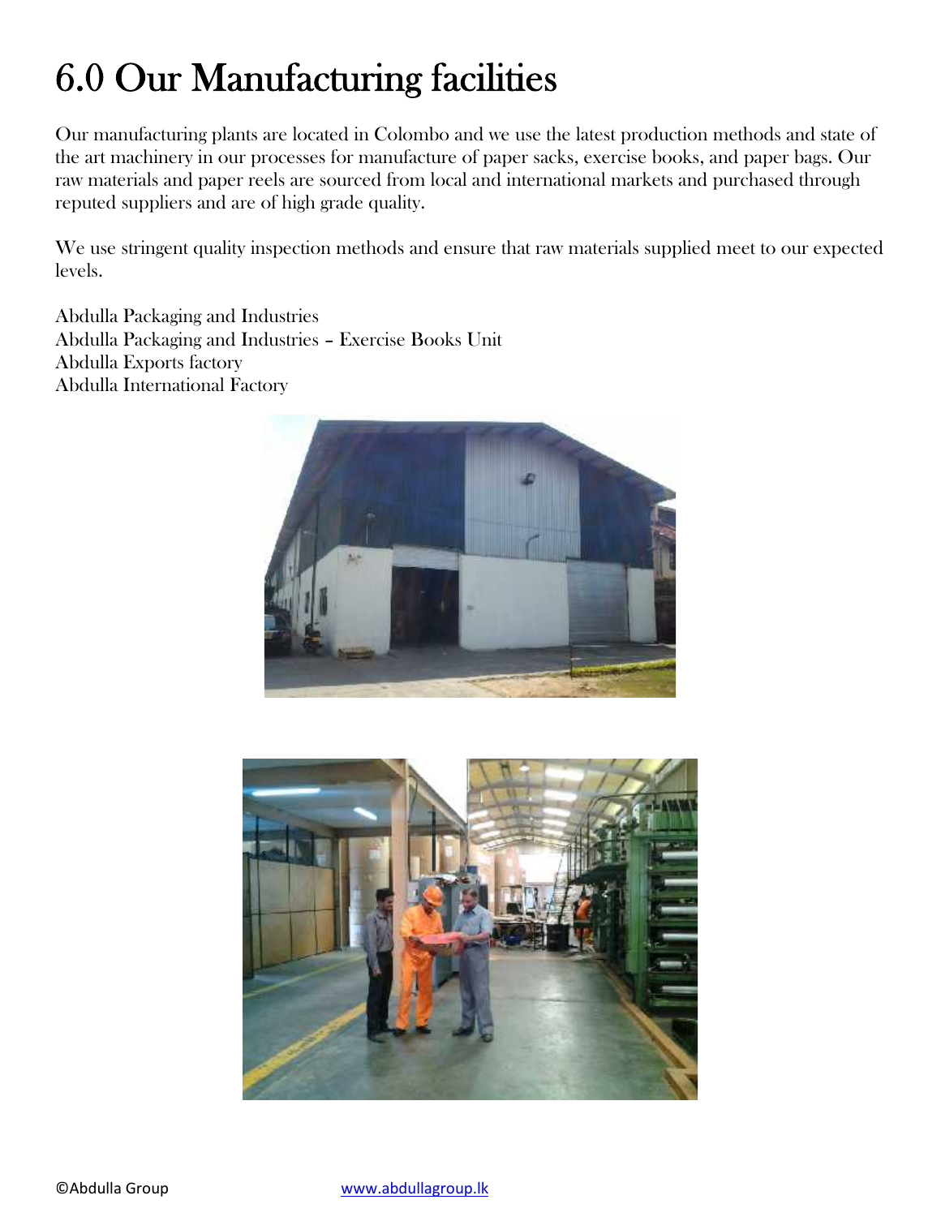# 6.0 Our Manufacturing facilities

Our manufacturing plants are located in Colombo and we use the latest production methods and state of the art machinery in our processes for manufacture of paper sacks, exercise books, and paper bags. Our raw materials and paper reels are sourced from local and international markets and purchased through reputed suppliers and are of high grade quality.

We use stringent quality inspection methods and ensure that raw materials supplied meet to our expected levels.

Abdulla Packaging and Industries
Abdulla Packaging and Industries – Exercise Books Unit
Abdulla Exports factory
Abdulla International Factory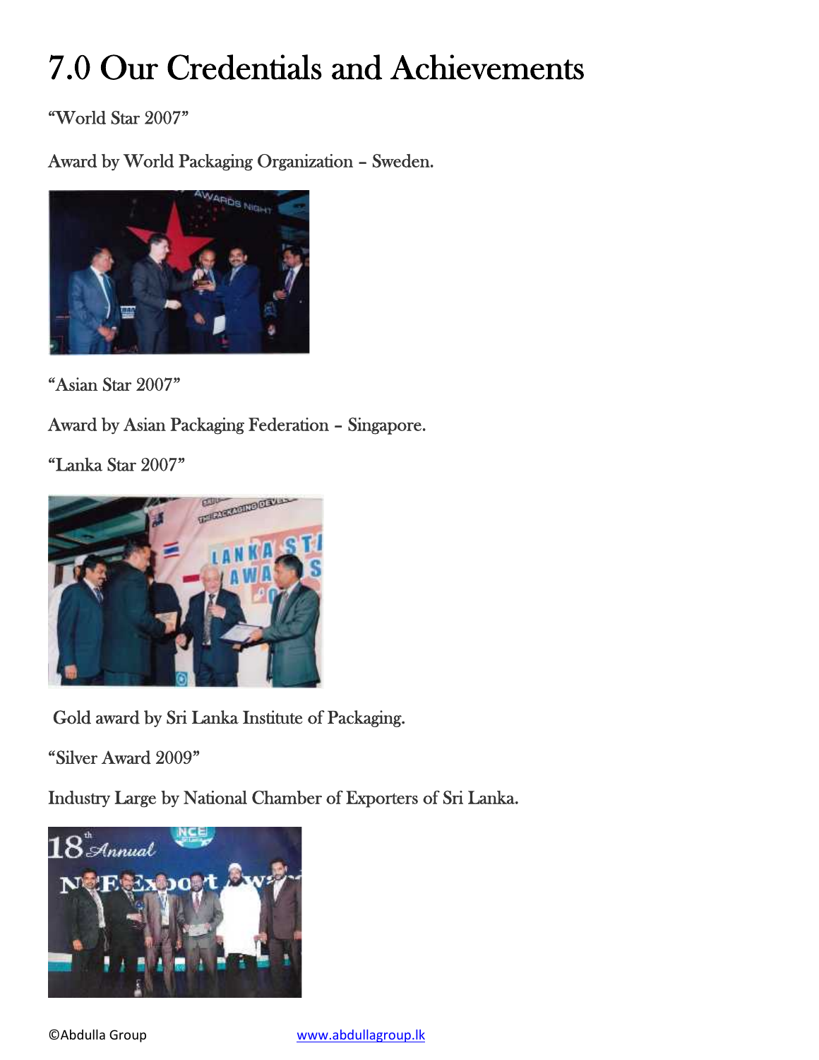# 7.0 Our Credentials and Achievements

"World Star 2007"

Award by World Packaging Organization – Sweden.

"Asian Star 2007"

Award by Asian Packaging Federation – Singapore.

"Lanka Star 2007"

Gold award by Sri Lanka Institute of Packaging.

"Silver Award 2009"

Industry Large by National Chamber of Exporters of Sri Lanka.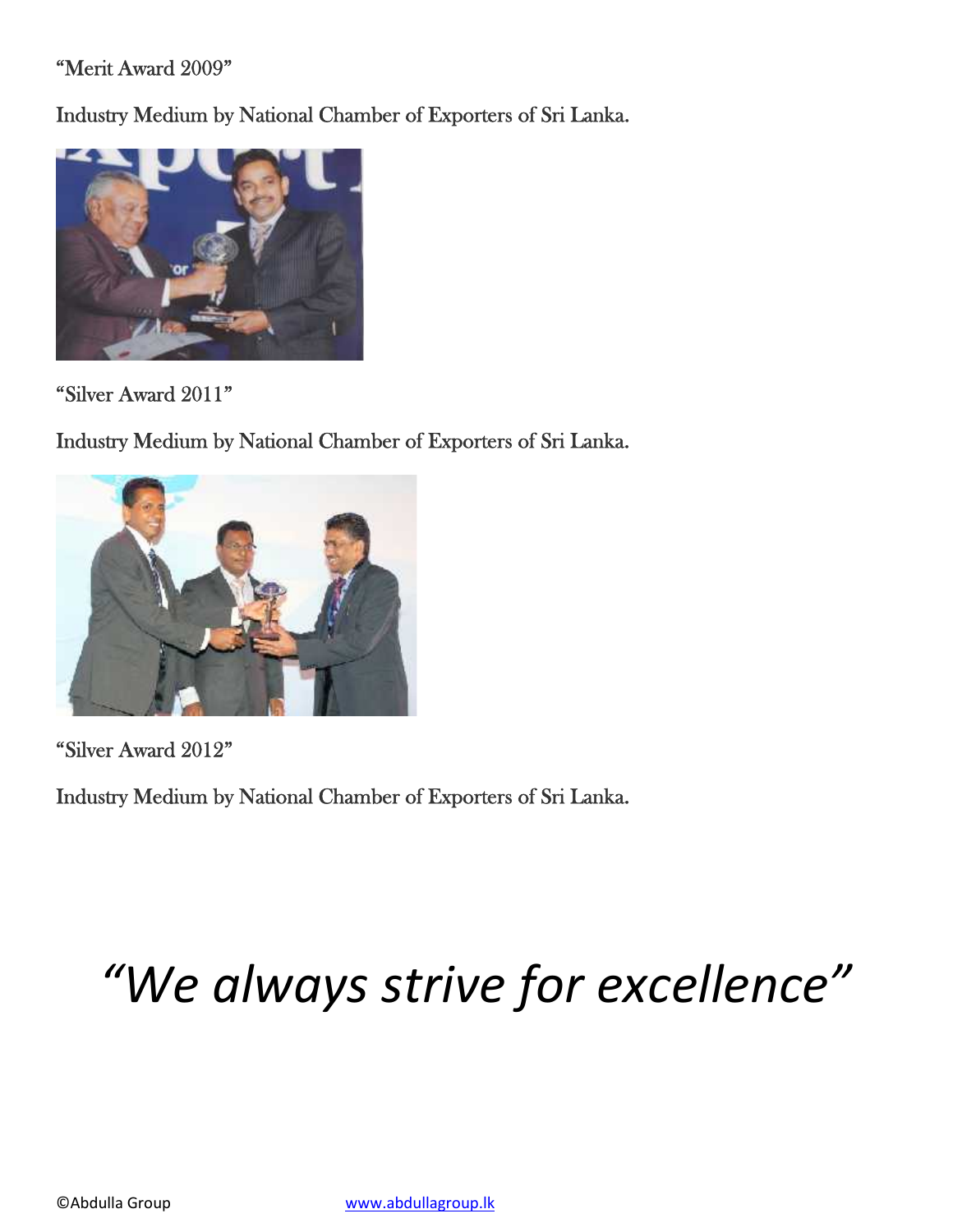"Merit Award 2009"

Industry Medium by National Chamber of Exporters of Sri Lanka.

"Silver Award 2011"

Industry Medium by National Chamber of Exporters of Sri Lanka.

"Silver Award 2012"

Industry Medium by National Chamber of Exporters of Sri Lanka.

*"We always strive for excellence"*